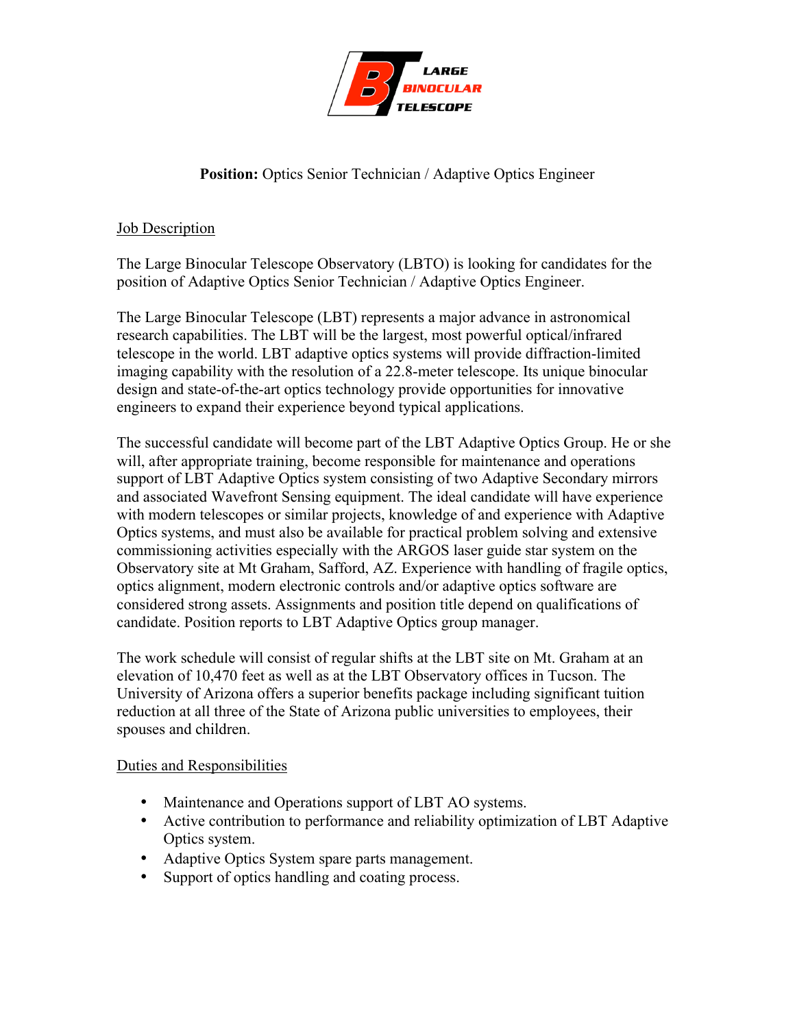LARGE BINOCULAR TELESCOPE

**Position:** Optics Senior Technician / Adaptive Optics Engineer

## Job Description

The Large Binocular Telescope Observatory (LBTO) is looking for candidates for the position of Adaptive Optics Senior Technician / Adaptive Optics Engineer.

The Large Binocular Telescope (LBT) represents a major advance in astronomical research capabilities. The LBT will be the largest, most powerful optical/infrared telescope in the world. LBT adaptive optics systems will provide diffraction-limited imaging capability with the resolution of a 22.8-meter telescope. Its unique binocular design and state-of-the-art optics technology provide opportunities for innovative engineers to expand their experience beyond typical applications.

The successful candidate will become part of the LBT Adaptive Optics Group. He or she will, after appropriate training, become responsible for maintenance and operations support of LBT Adaptive Optics system consisting of two Adaptive Secondary mirrors and associated Wavefront Sensing equipment. The ideal candidate will have experience with modern telescopes or similar projects, knowledge of and experience with Adaptive Optics systems, and must also be available for practical problem solving and extensive commissioning activities especially with the ARGOS laser guide star system on the Observatory site at Mt Graham, Safford, AZ. Experience with handling of fragile optics, optics alignment, modern electronic controls and/or adaptive optics software are considered strong assets. Assignments and position title depend on qualifications of candidate. Position reports to LBT Adaptive Optics group manager.

The work schedule will consist of regular shifts at the LBT site on Mt. Graham at an elevation of 10,470 feet as well as at the LBT Observatory offices in Tucson. The University of Arizona offers a superior benefits package including significant tuition reduction at all three of the State of Arizona public universities to employees, their spouses and children.

## Duties and Responsibilities

- Maintenance and Operations support of LBT AO systems.
- Active contribution to performance and reliability optimization of LBT Adaptive Optics system.
- Adaptive Optics System spare parts management.
- Support of optics handling and coating process.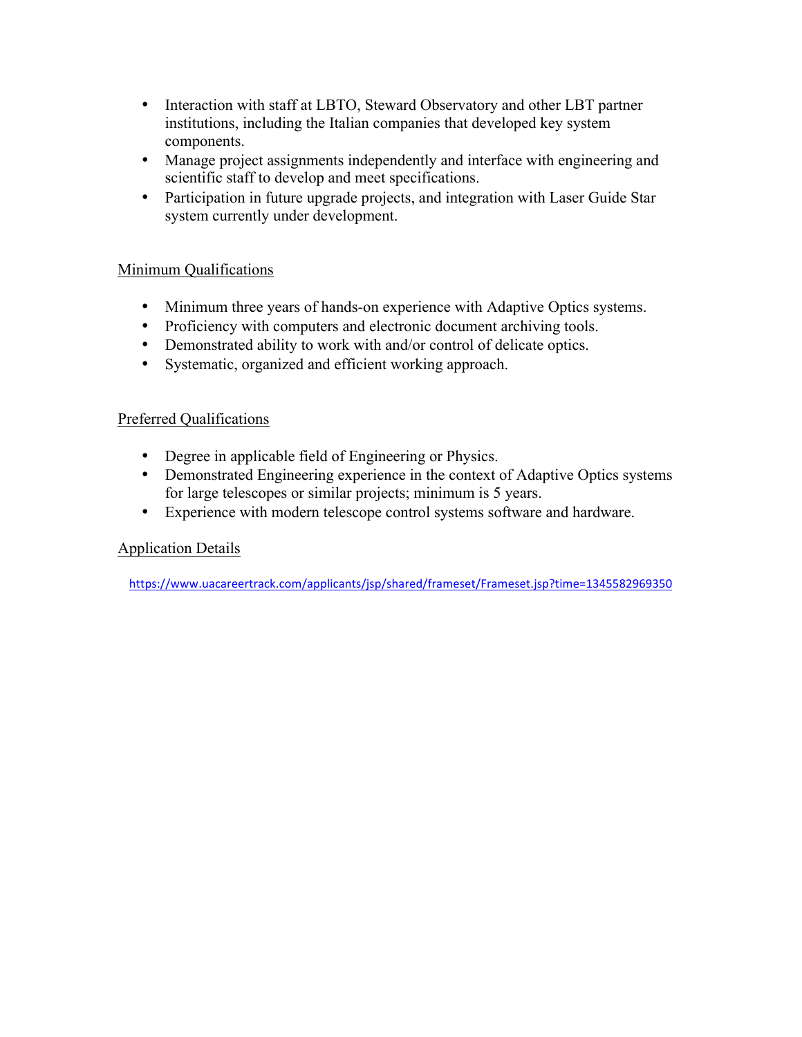- Interaction with staff at LBTO, Steward Observatory and other LBT partner institutions, including the Italian companies that developed key system components.
- Manage project assignments independently and interface with engineering and scientific staff to develop and meet specifications.
- Participation in future upgrade projects, and integration with Laser Guide Star system currently under development.

## Minimum Qualifications

- Minimum three years of hands-on experience with Adaptive Optics systems.
- Proficiency with computers and electronic document archiving tools.
- Demonstrated ability to work with and/or control of delicate optics.
- Systematic, organized and efficient working approach.

## Preferred Qualifications

- Degree in applicable field of Engineering or Physics.
- Demonstrated Engineering experience in the context of Adaptive Optics systems for large telescopes or similar projects; minimum is 5 years.
- Experience with modern telescope control systems software and hardware.

## Application Details

https://www.uacareertrack.com/applicants/jsp/shared/frameset/Frameset.jsp?time=1345582969350